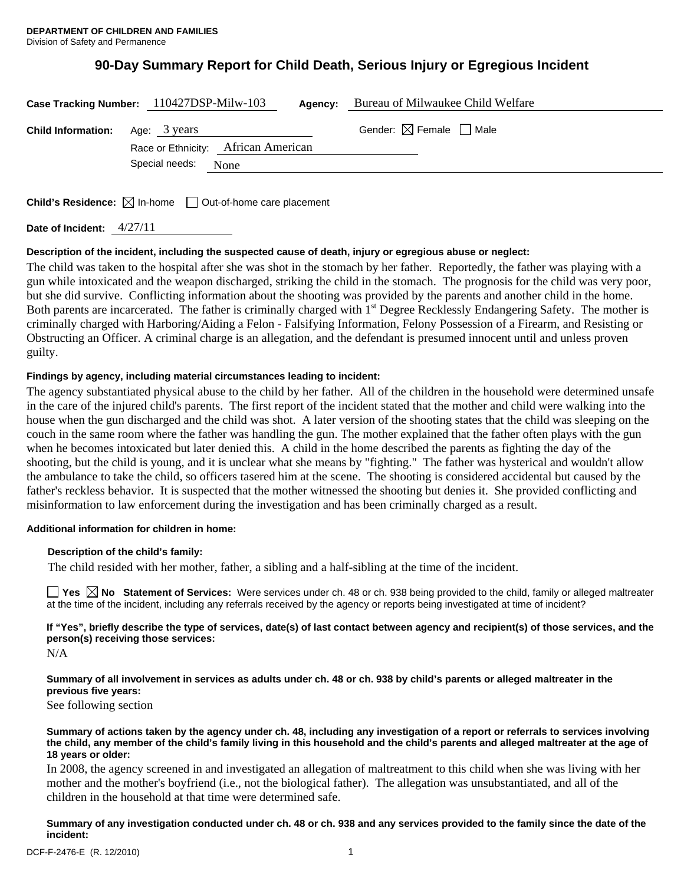**DEPARTMENT OF CHILDREN AND FAMILIES**
Division of Safety and Permanence

# 90-Day Summary Report for Child Death, Serious Injury or Egregious Incident

**Case Tracking Number:** 110427DSP-Milw-103 **Agency:** Bureau of Milwaukee Child Welfare

**Child Information:** Age: 3 years Gender: ☒ Female ☐ Male

Race or Ethnicity: African American

Special needs: None

**Child's Residence:** ☒ In-home ☐ Out-of-home care placement

**Date of Incident:** 4/27/11

**Description of the incident, including the suspected cause of death, injury or egregious abuse or neglect:**

The child was taken to the hospital after she was shot in the stomach by her father. Reportedly, the father was playing with a gun while intoxicated and the weapon discharged, striking the child in the stomach. The prognosis for the child was very poor, but she did survive. Conflicting information about the shooting was provided by the parents and another child in the home. Both parents are incarcerated. The father is criminally charged with 1st Degree Recklessly Endangering Safety. The mother is criminally charged with Harboring/Aiding a Felon - Falsifying Information, Felony Possession of a Firearm, and Resisting or Obstructing an Officer. A criminal charge is an allegation, and the defendant is presumed innocent until and unless proven guilty.

**Findings by agency, including material circumstances leading to incident:**

The agency substantiated physical abuse to the child by her father. All of the children in the household were determined unsafe in the care of the injured child's parents. The first report of the incident stated that the mother and child were walking into the house when the gun discharged and the child was shot. A later version of the shooting states that the child was sleeping on the couch in the same room where the father was handling the gun. The mother explained that the father often plays with the gun when he becomes intoxicated but later denied this. A child in the home described the parents as fighting the day of the shooting, but the child is young, and it is unclear what she means by "fighting." The father was hysterical and wouldn't allow the ambulance to take the child, so officers tasered him at the scene. The shooting is considered accidental but caused by the father's reckless behavior. It is suspected that the mother witnessed the shooting but denies it. She provided conflicting and misinformation to law enforcement during the investigation and has been criminally charged as a result.

**Additional information for children in home:**

**Description of the child's family:**

The child resided with her mother, father, a sibling and a half-sibling at the time of the incident.

☐ **Yes** ☒ **No** **Statement of Services:** Were services under ch. 48 or ch. 938 being provided to the child, family or alleged maltreater at the time of the incident, including any referrals received by the agency or reports being investigated at time of incident?

**If "Yes", briefly describe the type of services, date(s) of last contact between agency and recipient(s) of those services, and the person(s) receiving those services:**

N/A

**Summary of all involvement in services as adults under ch. 48 or ch. 938 by child's parents or alleged maltreater in the previous five years:**

See following section

**Summary of actions taken by the agency under ch. 48, including any investigation of a report or referrals to services involving the child, any member of the child's family living in this household and the child's parents and alleged maltreater at the age of 18 years or older:**

In 2008, the agency screened in and investigated an allegation of maltreatment to this child when she was living with her mother and the mother's boyfriend (i.e., not the biological father). The allegation was unsubstantiated, and all of the children in the household at that time were determined safe.

**Summary of any investigation conducted under ch. 48 or ch. 938 and any services provided to the family since the date of the incident:**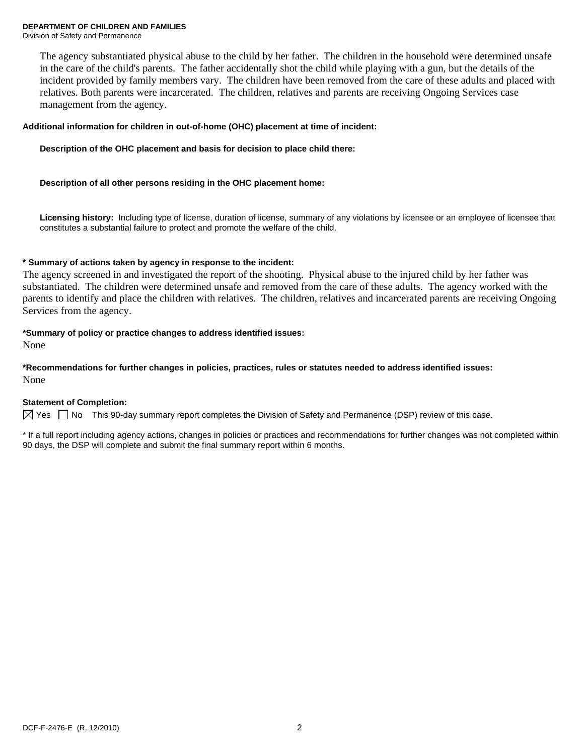The agency substantiated physical abuse to the child by her father. The children in the household were determined unsafe in the care of the child's parents. The father accidentally shot the child while playing with a gun, but the details of the incident provided by family members vary. The children have been removed from the care of these adults and placed with relatives. Both parents were incarcerated. The children, relatives and parents are receiving Ongoing Services case management from the agency.

**Additional information for children in out-of-home (OHC) placement at time of incident:**

**Description of the OHC placement and basis for decision to place child there:**

**Description of all other persons residing in the OHC placement home:**

**Licensing history:** Including type of license, duration of license, summary of any violations by licensee or an employee of licensee that constitutes a substantial failure to protect and promote the welfare of the child.

**\* Summary of actions taken by agency in response to the incident:**

The agency screened in and investigated the report of the shooting. Physical abuse to the injured child by her father was substantiated. The children were determined unsafe and removed from the care of these adults. The agency worked with the parents to identify and place the children with relatives. The children, relatives and incarcerated parents are receiving Ongoing Services from the agency.

**\*Summary of policy or practice changes to address identified issues:**

None

**\*Recommendations for further changes in policies, practices, rules or statutes needed to address identified issues:**

None

**Statement of Completion:**

☒ Yes ☐ No This 90-day summary report completes the Division of Safety and Permanence (DSP) review of this case.

\* If a full report including agency actions, changes in policies or practices and recommendations for further changes was not completed within 90 days, the DSP will complete and submit the final summary report within 6 months.